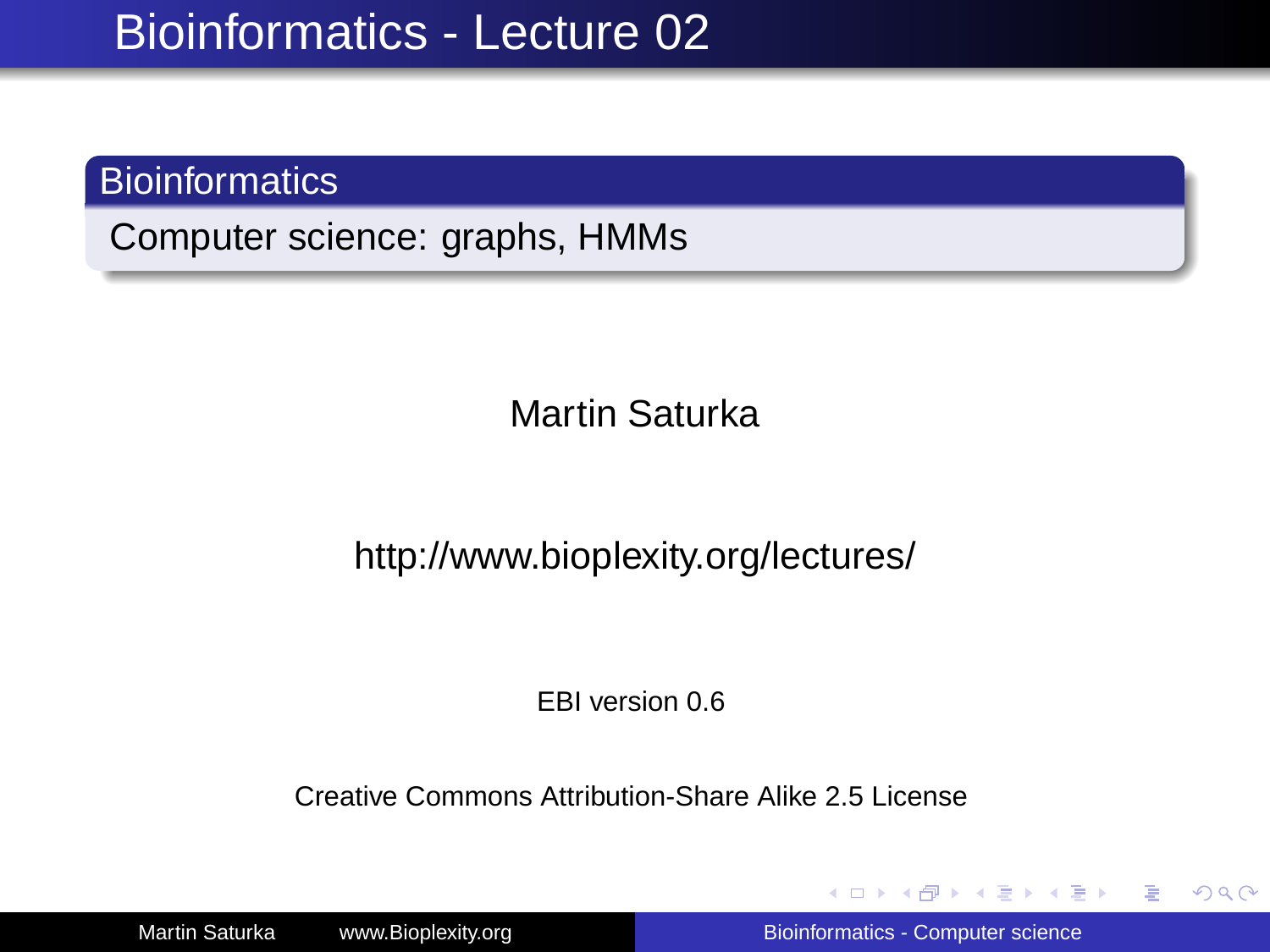# Bioinformatics - Lecture 02

## Bioinformatics

Computer science: graphs, HMMs

Martin Saturka

http://www.bioplexity.org/lectures/

EBI version 0.6

Creative Commons Attribution-Share Alike 2.5 License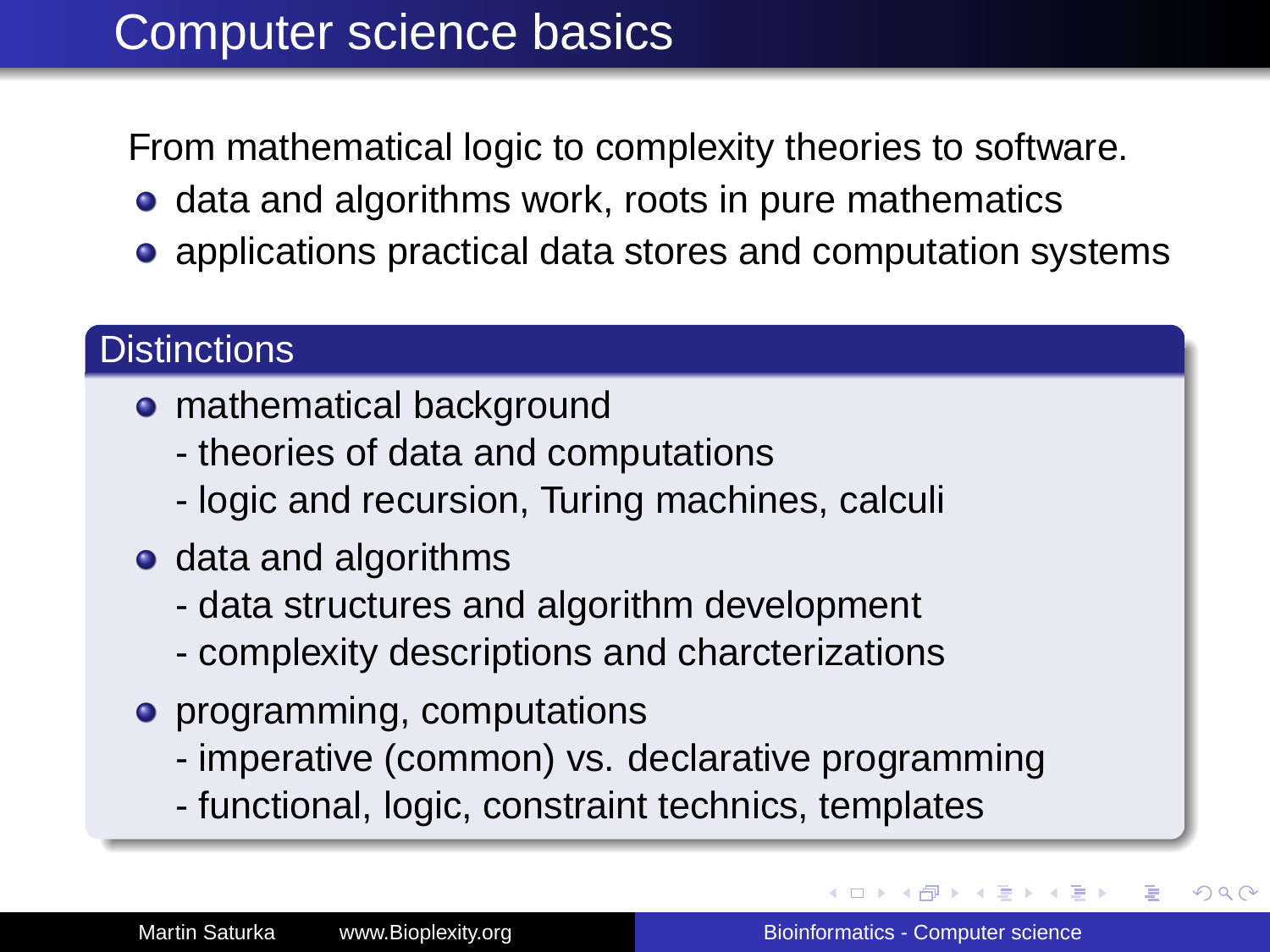# Computer science basics

From mathematical logic to complexity theories to software.

- data and algorithms work, roots in pure mathematics
- applications practical data stores and computation systems

## Distinctions

- mathematical background
  - theories of data and computations
  - logic and recursion, Turing machines, calculi
- data and algorithms
  - data structures and algorithm development
  - complexity descriptions and charcterizations
- programming, computations
  - imperative (common) vs. declarative programming
  - functional, logic, constraint technics, templates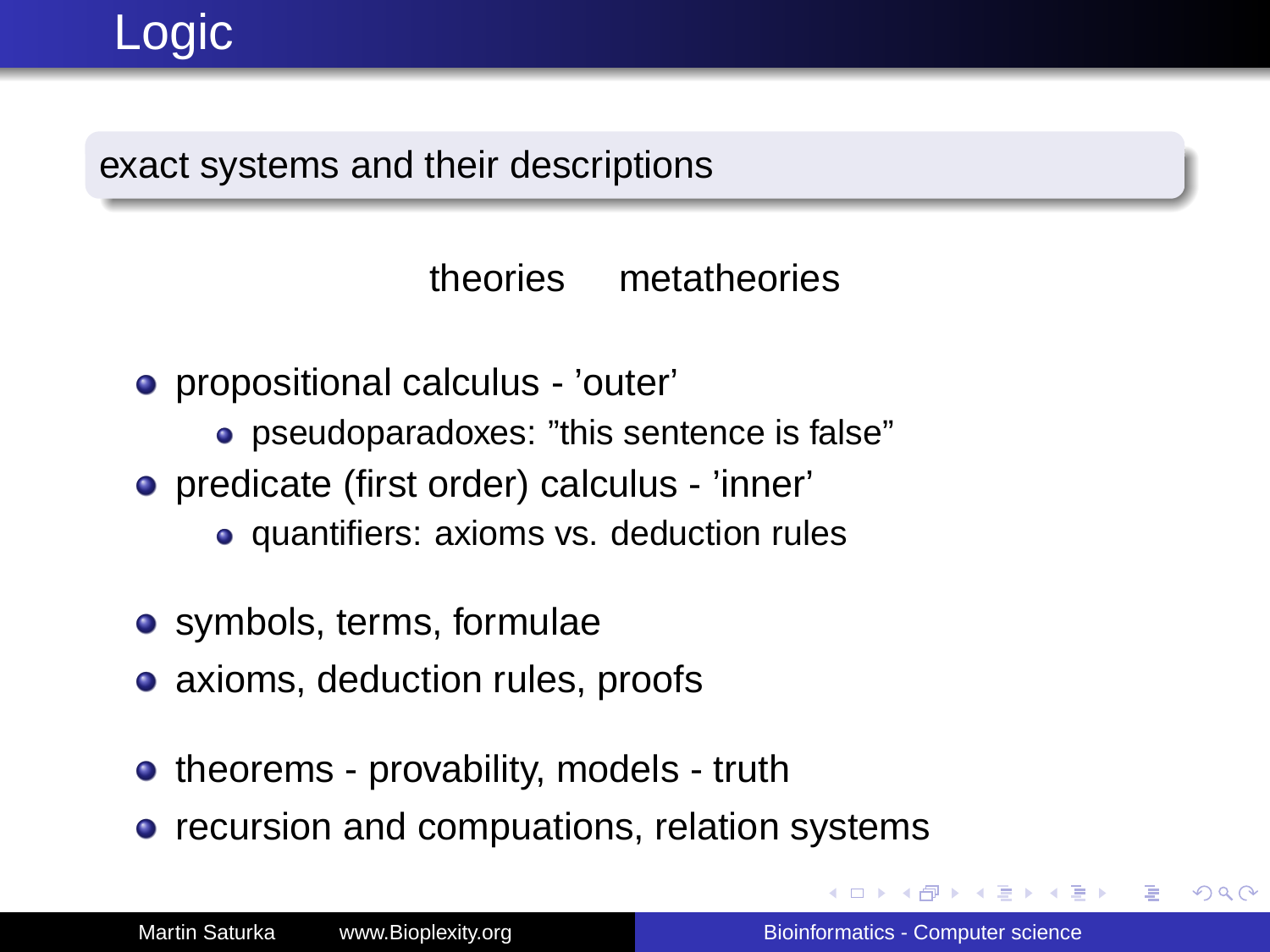# Logic

exact systems and their descriptions

theories metatheories

- propositional calculus - 'outer'
  - pseudoparadoxes: "this sentence is false"
- predicate (first order) calculus - 'inner'
  - quantifiers: axioms vs. deduction rules

- symbols, terms, formulae
- axioms, deduction rules, proofs

- theorems - provability, models - truth
- recursion and compuations, relation systems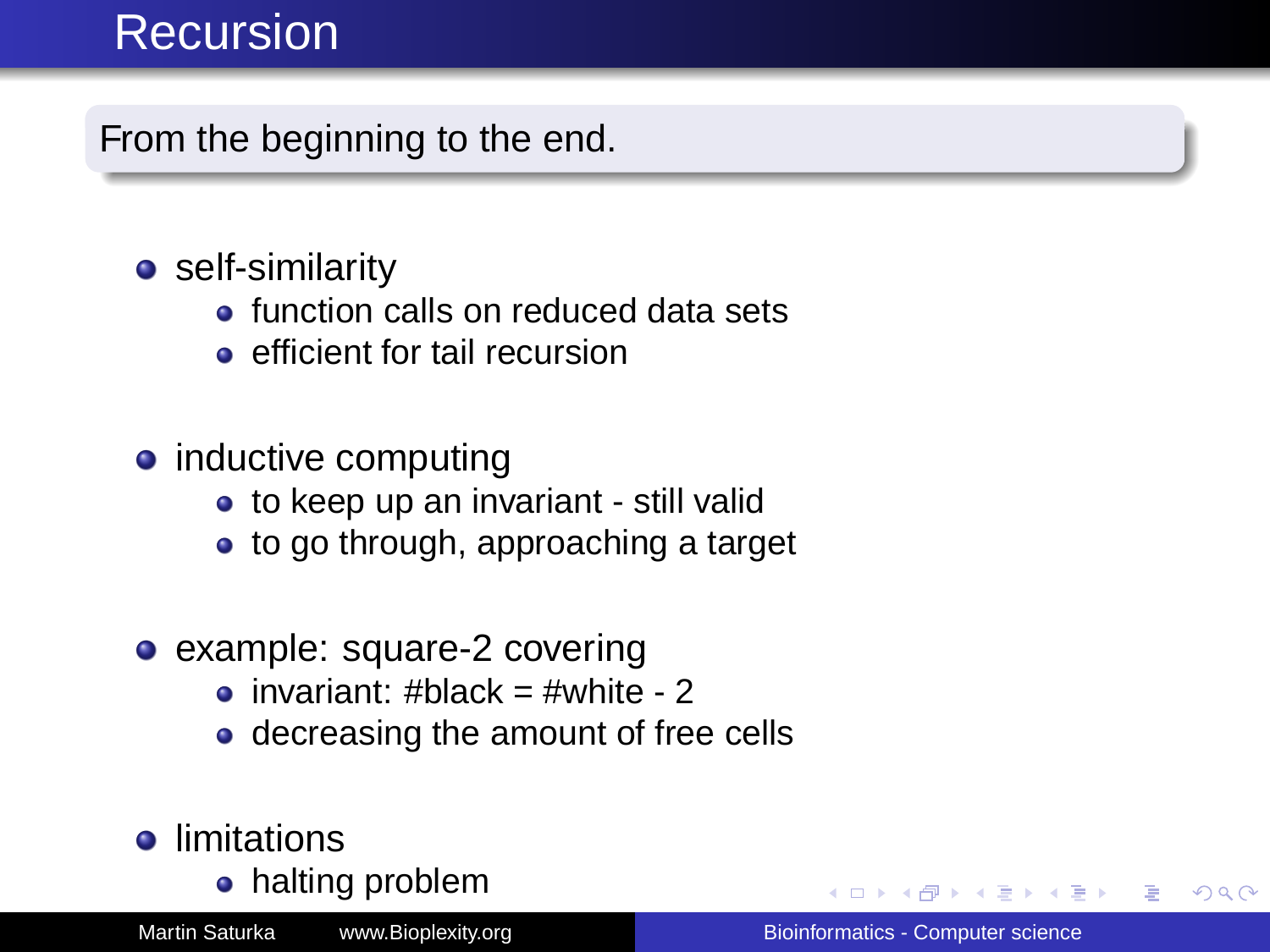# Recursion

From the beginning to the end.

- self-similarity
  - function calls on reduced data sets
  - efficient for tail recursion
- inductive computing
  - to keep up an invariant - still valid
  - to go through, approaching a target
- example: square-2 covering
  - invariant: #black = #white - 2
  - decreasing the amount of free cells
- limitations
  - halting problem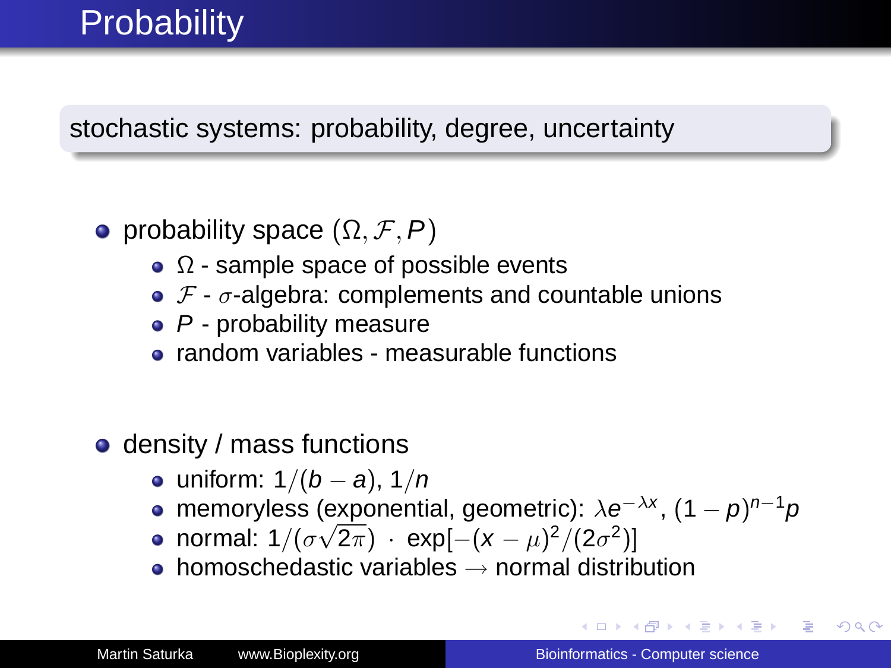# Probability

stochastic systems: probability, degree, uncertainty

- probability space $(\Omega, \mathcal{F}, P)$
  - $\Omega$ - sample space of possible events
  - $\mathcal{F}$ - $\sigma$-algebra: complements and countable unions
  - $P$ - probability measure
  - random variables - measurable functions

- density / mass functions
  - uniform: $1/(b-a)$, $1/n$
  - memoryless (exponential, geometric): $\lambda e^{-\lambda x}$, $(1-p)^{n-1}p$
  - normal: $1/(\sigma\sqrt{2\pi}) \cdot \exp[-(x-\mu)^2/(2\sigma^2)]$
  - homoschedastic variables $\rightarrow$ normal distribution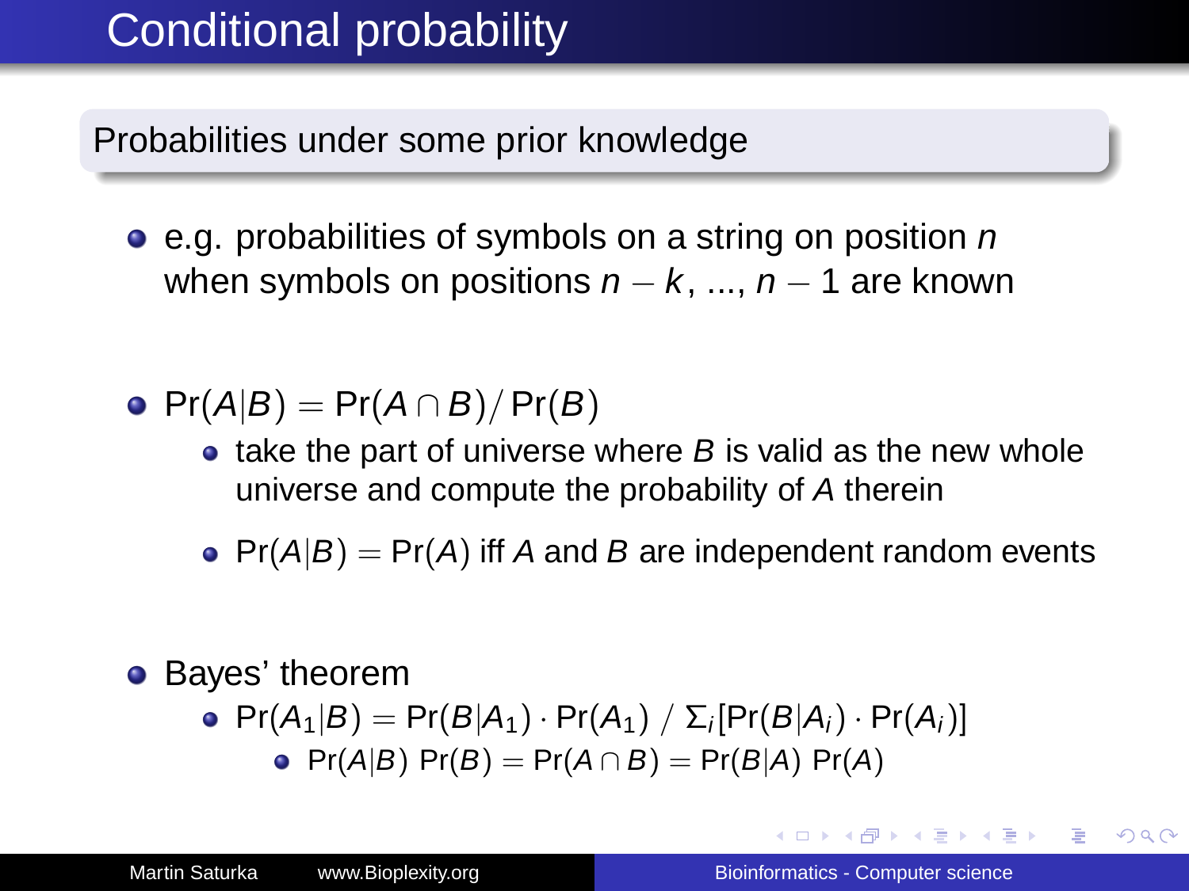# Conditional probability

## Probabilities under some prior knowledge

- e.g. probabilities of symbols on a string on position $n$ when symbols on positions $n-k$, ..., $n-1$ are known

- $\Pr(A|B) = \Pr(A \cap B) / \Pr(B)$
  - take the part of universe where $B$ is valid as the new whole universe and compute the probability of $A$ therein
  - $\Pr(A|B) = \Pr(A)$ iff $A$ and $B$ are independent random events

- Bayes' theorem
  - $\Pr(A_1|B) = \Pr(B|A_1) \cdot \Pr(A_1) \;/\; \Sigma_i[\Pr(B|A_i) \cdot \Pr(A_i)]$
    - $\Pr(A|B)\ \Pr(B) = \Pr(A \cap B) = \Pr(B|A)\ \Pr(A)$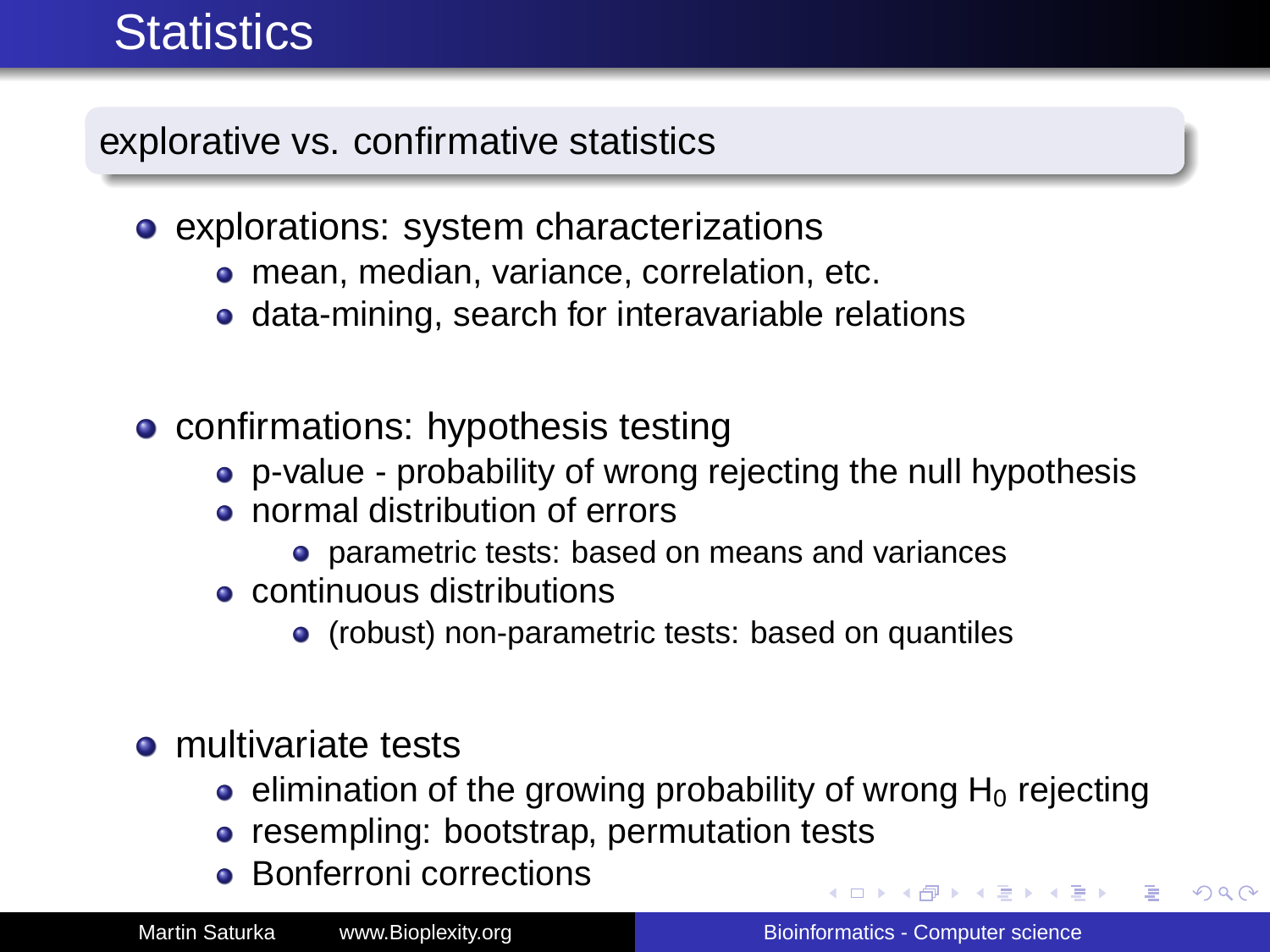# Statistics

## explorative vs. confirmative statistics

- explorations: system characterizations
  - mean, median, variance, correlation, etc.
  - data-mining, search for interavariable relations
- confirmations: hypothesis testing
  - p-value - probability of wrong rejecting the null hypothesis
  - normal distribution of errors
    - parametric tests: based on means and variances
  - continuous distributions
    - (robust) non-parametric tests: based on quantiles
- multivariate tests
  - elimination of the growing probability of wrong $H_0$ rejecting
  - resempling: bootstrap, permutation tests
  - Bonferroni corrections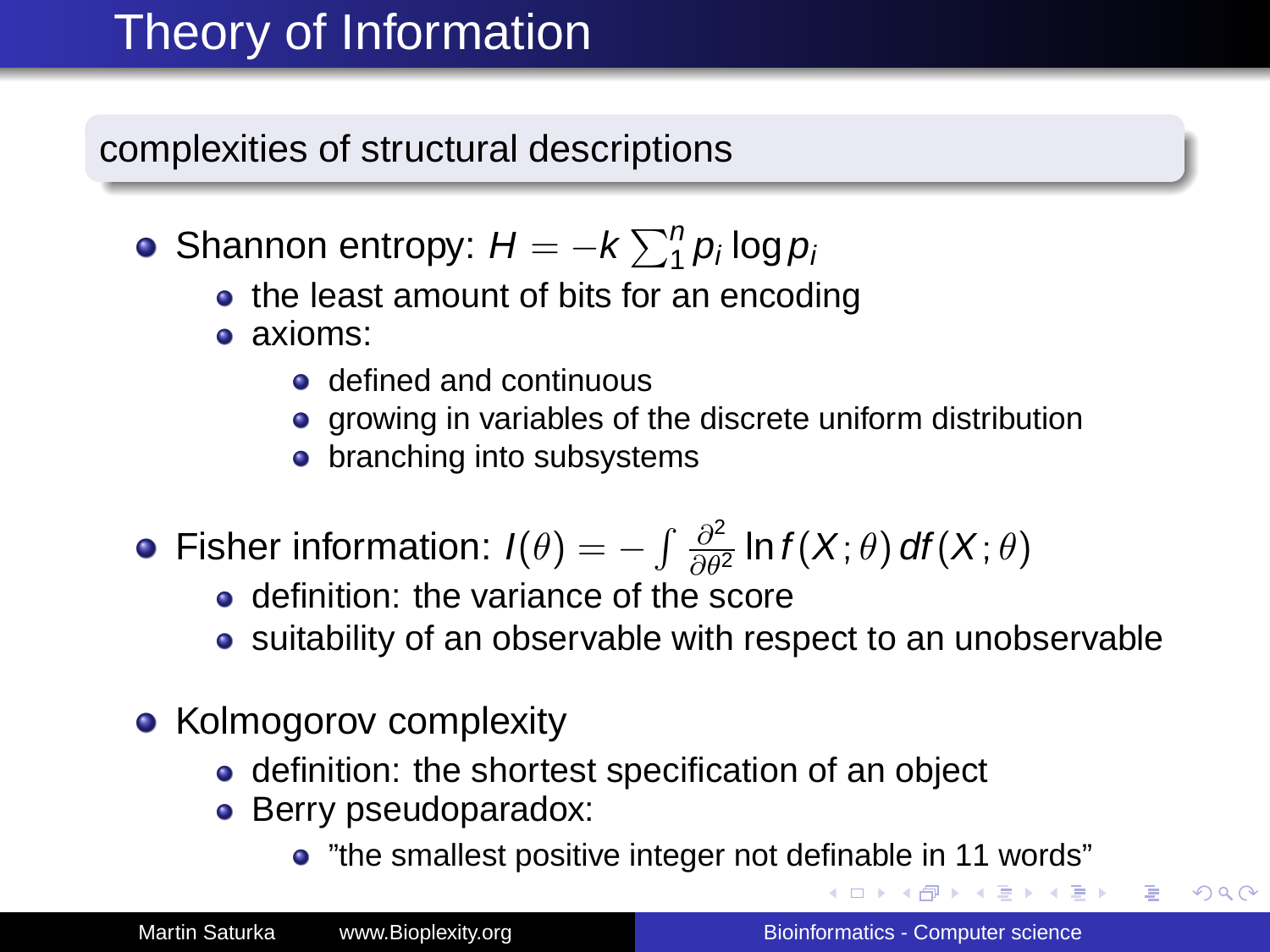# Theory of Information

## complexities of structural descriptions

- Shannon entropy: $H = -k \sum_1^n p_i \log p_i$
  - the least amount of bits for an encoding
  - axioms:
    - defined and continuous
    - growing in variables of the discrete uniform distribution
    - branching into subsystems
- Fisher information: $I(\theta) = -\int \frac{\partial^2}{\partial \theta^2} \ln f(X;\theta)\, df(X;\theta)$
  - definition: the variance of the score
  - suitability of an observable with respect to an unobservable
- Kolmogorov complexity
  - definition: the shortest specification of an object
  - Berry pseudoparadox:
    - "the smallest positive integer not definable in 11 words"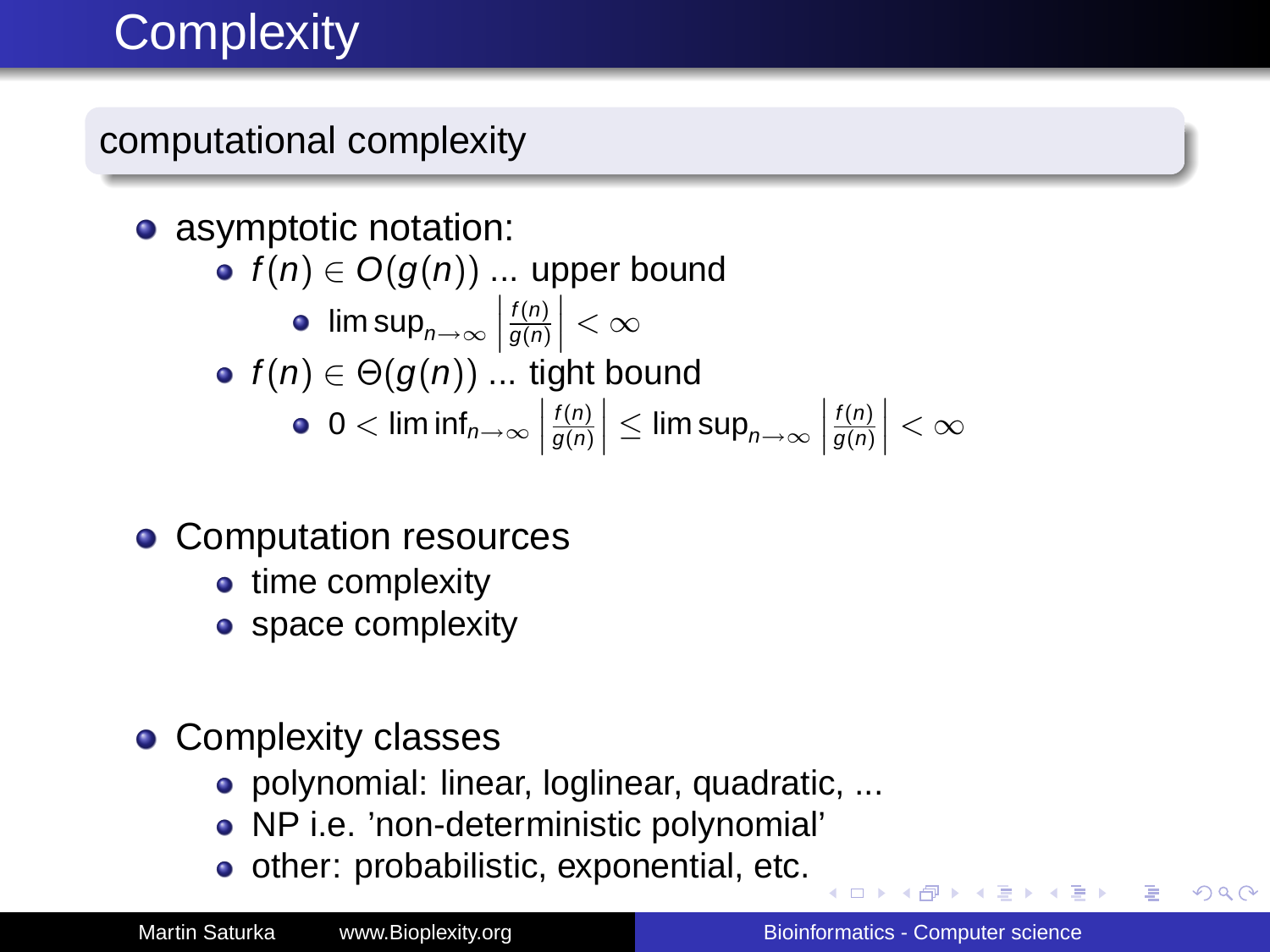# Complexity

## computational complexity

- asymptotic notation:
  - $f(n) \in O(g(n))$ ... upper bound
    - $\limsup_{n\to\infty} \left|\frac{f(n)}{g(n)}\right| < \infty$
  - $f(n) \in \Theta(g(n))$ ... tight bound
    - $0 < \liminf_{n\to\infty} \left|\frac{f(n)}{g(n)}\right| \leq \limsup_{n\to\infty} \left|\frac{f(n)}{g(n)}\right| < \infty$

- Computation resources
  - time complexity
  - space complexity

- Complexity classes
  - polynomial: linear, loglinear, quadratic, ...
  - NP i.e. 'non-deterministic polynomial'
  - other: probabilistic, exponential, etc.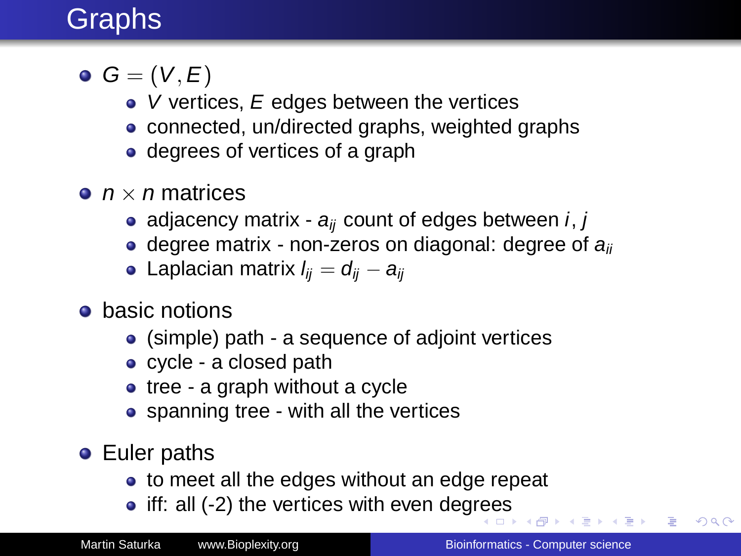# Graphs

- $G = (V, E)$
  - $V$ vertices, $E$ edges between the vertices
  - connected, un/directed graphs, weighted graphs
  - degrees of vertices of a graph
- $n \times n$ matrices
  - adjacency matrix - $a_{ij}$ count of edges between $i, j$
  - degree matrix - non-zeros on diagonal: degree of $a_{ii}$
  - Laplacian matrix $l_{ij} = d_{ij} - a_{ij}$
- basic notions
  - (simple) path - a sequence of adjoint vertices
  - cycle - a closed path
  - tree - a graph without a cycle
  - spanning tree - with all the vertices
- Euler paths
  - to meet all the edges without an edge repeat
  - iff: all (-2) the vertices with even degrees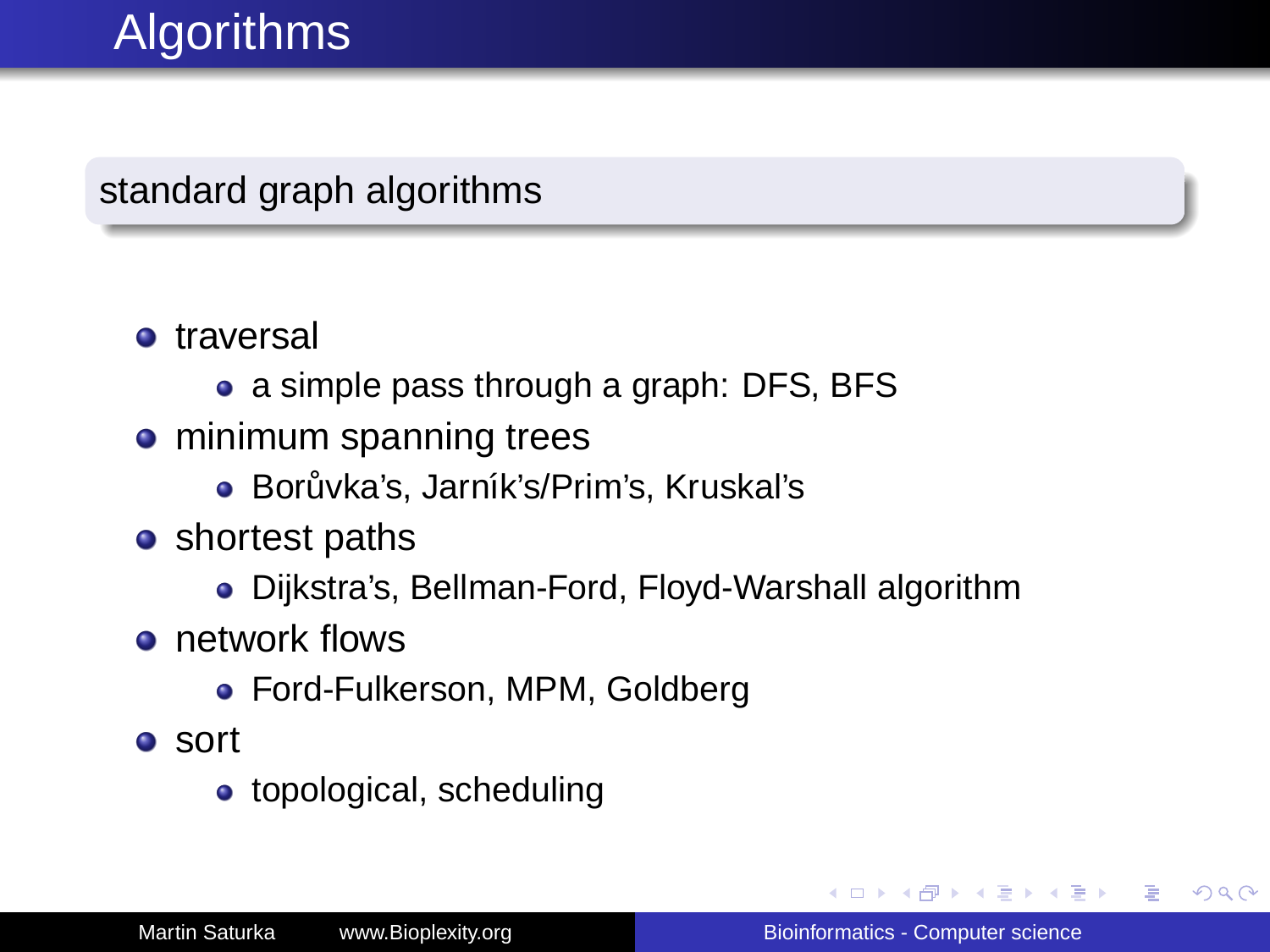# Algorithms

## standard graph algorithms

- traversal
  - a simple pass through a graph: DFS, BFS
- minimum spanning trees
  - Borůvka's, Jarník's/Prim's, Kruskal's
- shortest paths
  - Dijkstra's, Bellman-Ford, Floyd-Warshall algorithm
- network flows
  - Ford-Fulkerson, MPM, Goldberg
- sort
  - topological, scheduling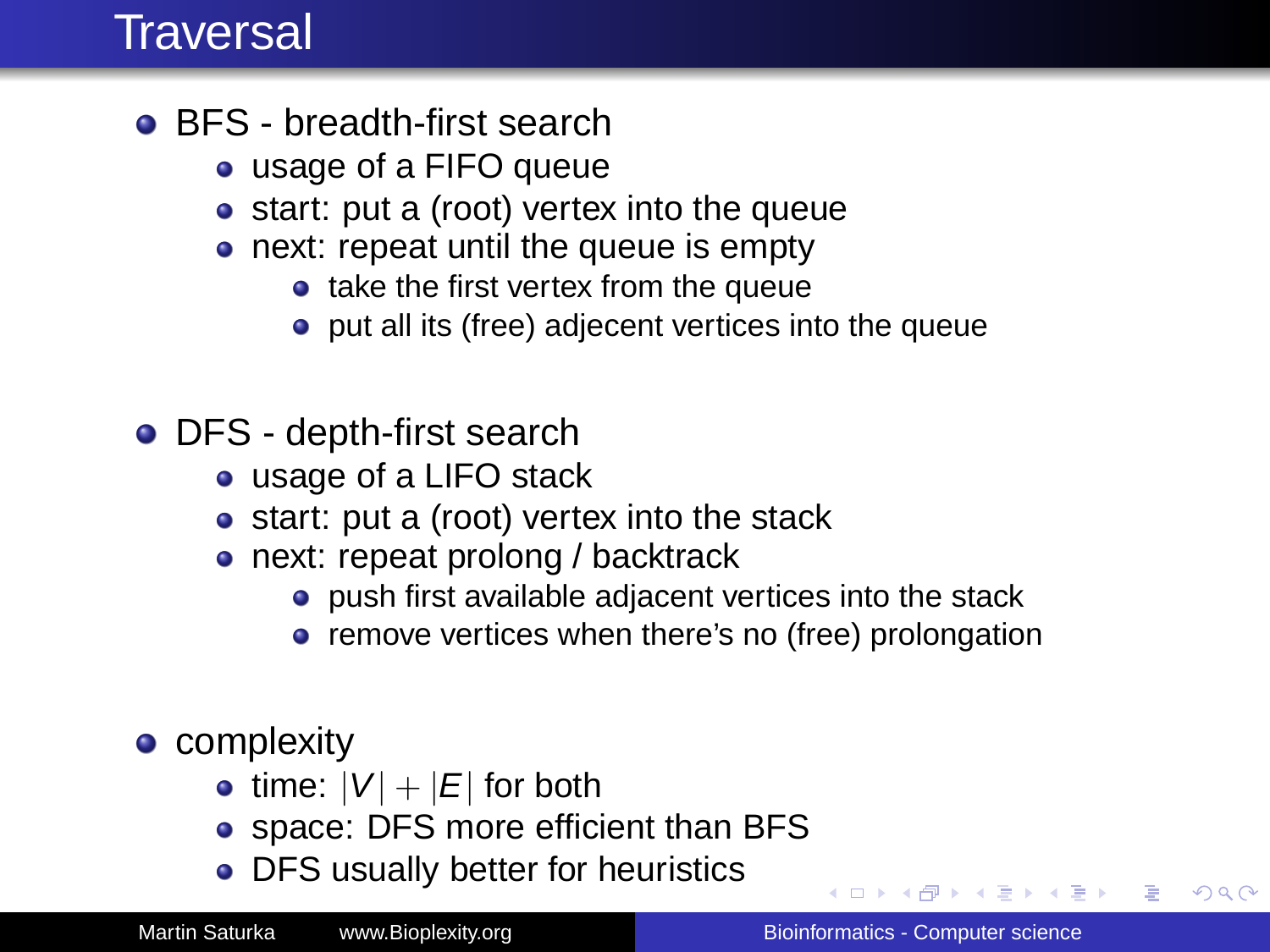# Traversal

- BFS - breadth-first search
  - usage of a FIFO queue
  - start: put a (root) vertex into the queue
  - next: repeat until the queue is empty
    - take the first vertex from the queue
    - put all its (free) adjecent vertices into the queue
- DFS - depth-first search
  - usage of a LIFO stack
  - start: put a (root) vertex into the stack
  - next: repeat prolong / backtrack
    - push first available adjacent vertices into the stack
    - remove vertices when there's no (free) prolongation
- complexity
  - time: $|V| + |E|$ for both
  - space: DFS more efficient than BFS
  - DFS usually better for heuristics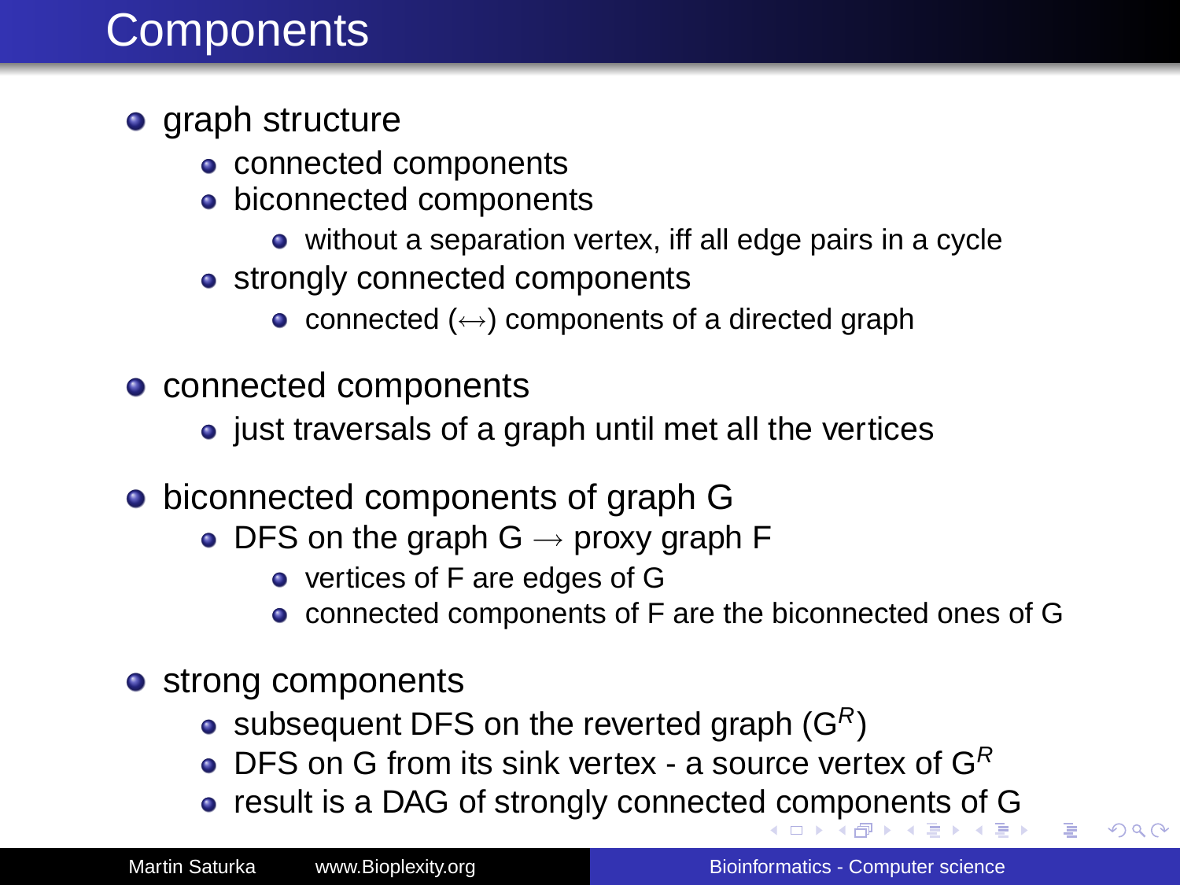# Components

- graph structure
  - connected components
  - biconnected components
    - without a separation vertex, iff all edge pairs in a cycle
  - strongly connected components
    - connected ($\leftrightarrow$) components of a directed graph
- connected components
  - just traversals of a graph until met all the vertices
- biconnected components of graph G
  - DFS on the graph G $\rightarrow$ proxy graph F
    - vertices of F are edges of G
    - connected components of F are the biconnected ones of G
- strong components
  - subsequent DFS on the reverted graph ($G^R$)
  - DFS on G from its sink vertex - a source vertex of $G^R$
  - result is a DAG of strongly connected components of G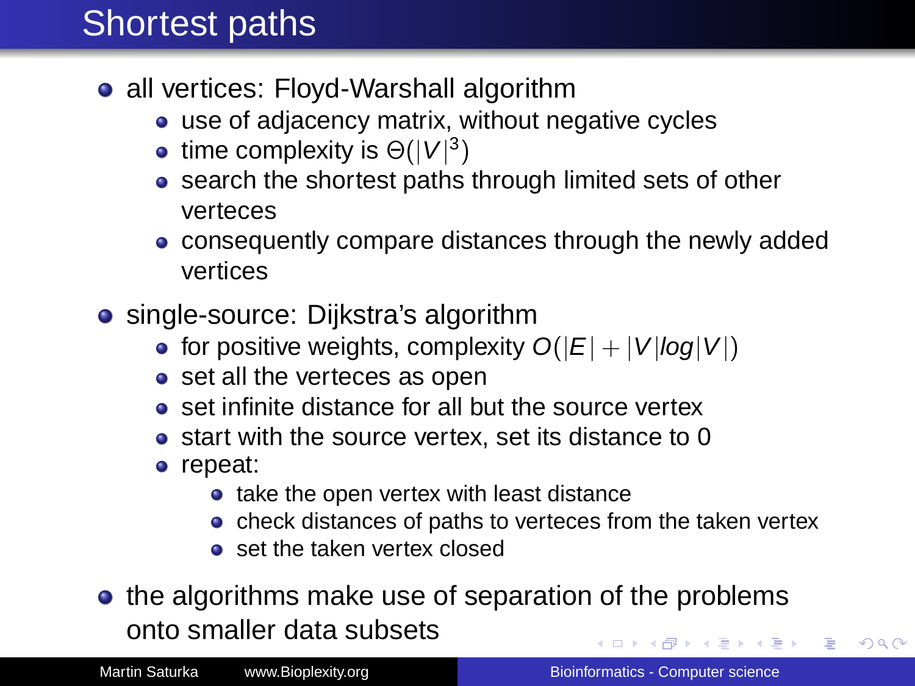# Shortest paths

- all vertices: Floyd-Warshall algorithm
  - use of adjacency matrix, without negative cycles
  - time complexity is $\Theta(|V|^3)$
  - search the shortest paths through limited sets of other verteces
  - consequently compare distances through the newly added vertices
- single-source: Dijkstra's algorithm
  - for positive weights, complexity $O(|E| + |V| log |V|)$
  - set all the verteces as open
  - set infinite distance for all but the source vertex
  - start with the source vertex, set its distance to 0
  - repeat:
    - take the open vertex with least distance
    - check distances of paths to verteces from the taken vertex
    - set the taken vertex closed
- the algorithms make use of separation of the problems onto smaller data subsets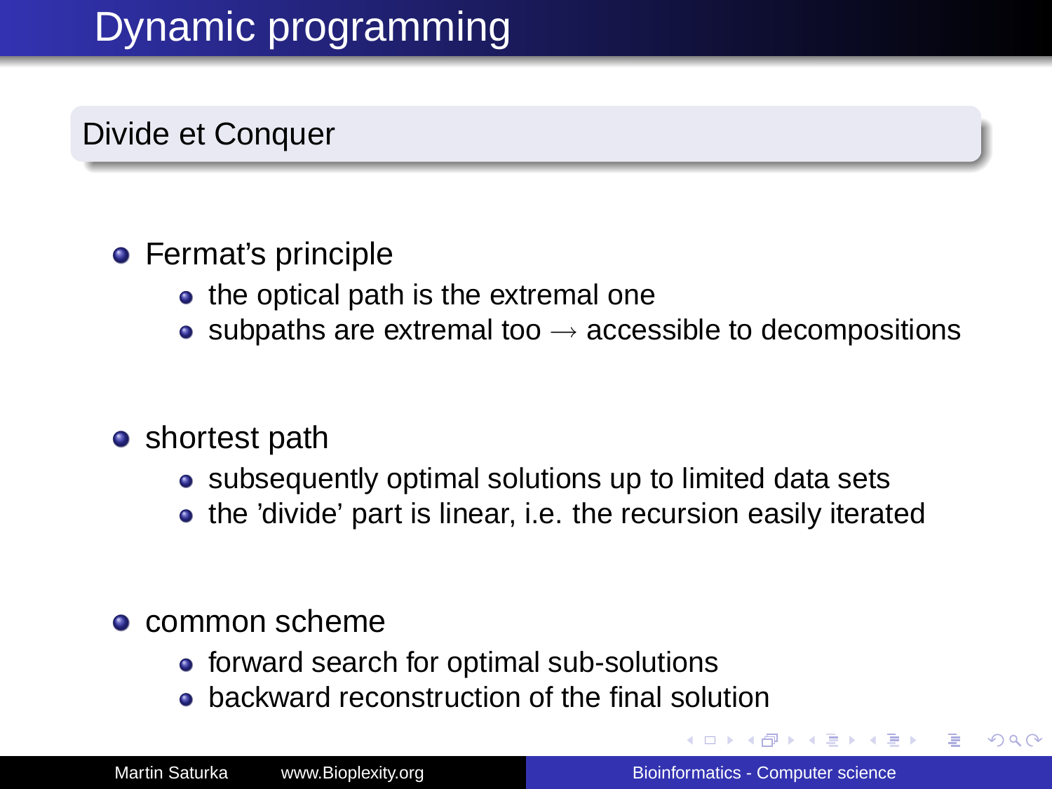# Dynamic programming

## Divide et Conquer

- Fermat's principle
  - the optical path is the extremal one
  - subpaths are extremal too $\rightarrow$ accessible to decompositions
- shortest path
  - subsequently optimal solutions up to limited data sets
  - the 'divide' part is linear, i.e. the recursion easily iterated
- common scheme
  - forward search for optimal sub-solutions
  - backward reconstruction of the final solution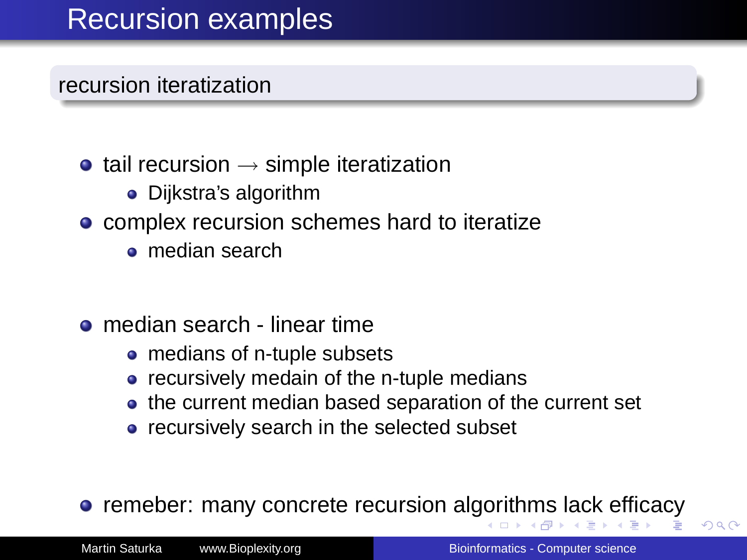# Recursion examples

## recursion iteratization

- tail recursion → simple iteratization
  - Dijkstra's algorithm
- complex recursion schemes hard to iteratize
  - median search

- median search - linear time
  - medians of n-tuple subsets
  - recursively medain of the n-tuple medians
  - the current median based separation of the current set
  - recursively search in the selected subset

- remeber: many concrete recursion algorithms lack efficacy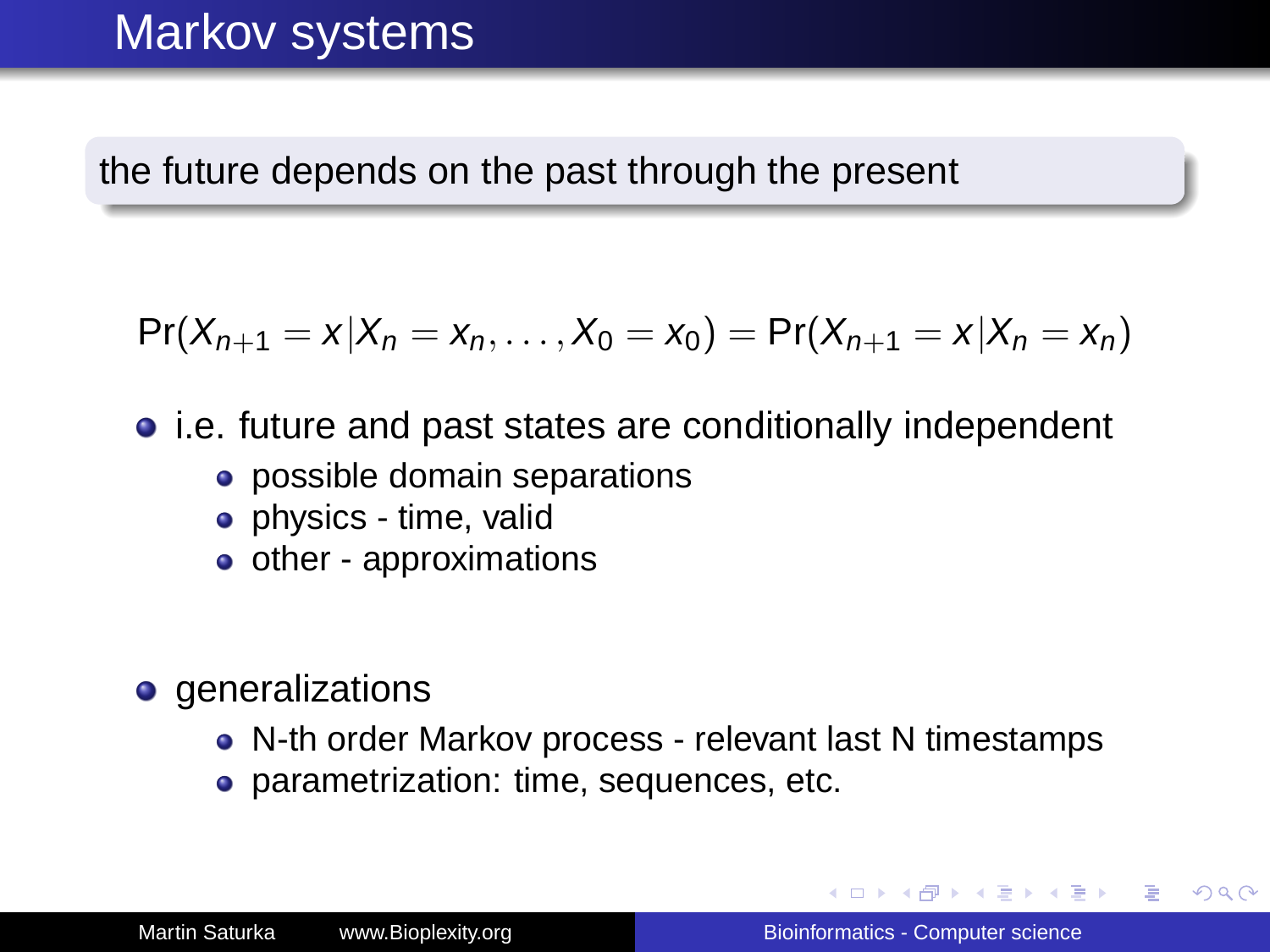# Markov systems

the future depends on the past through the present

$$\Pr(X_{n+1} = x | X_n = x_n, \ldots, X_0 = x_0) = \Pr(X_{n+1} = x | X_n = x_n)$$

- i.e. future and past states are conditionally independent
  - possible domain separations
  - physics - time, valid
  - other - approximations

- generalizations
  - N-th order Markov process - relevant last N timestamps
  - parametrization: time, sequences, etc.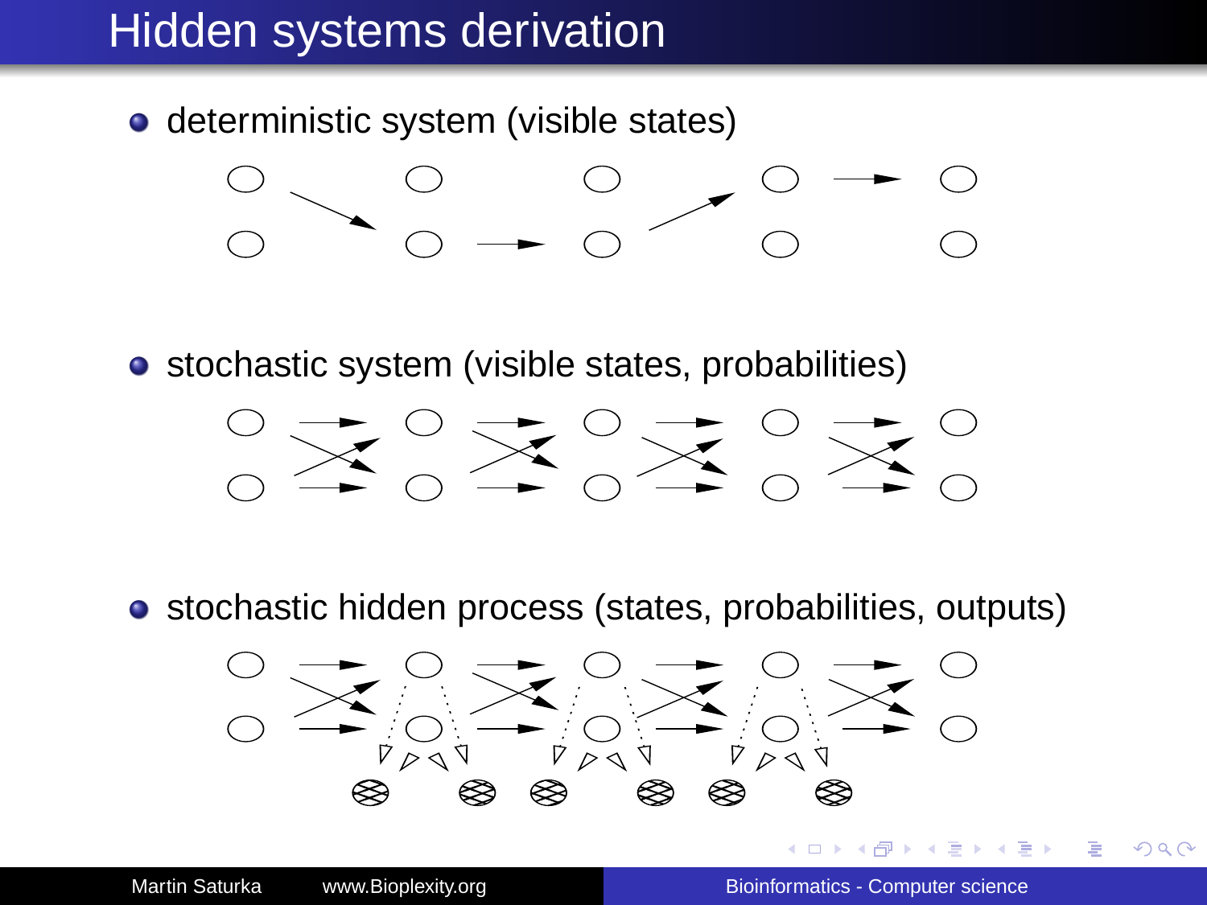# Hidden systems derivation

- deterministic system (visible states)
- stochastic system (visible states, probabilities)
- stochastic hidden process (states, probabilities, outputs)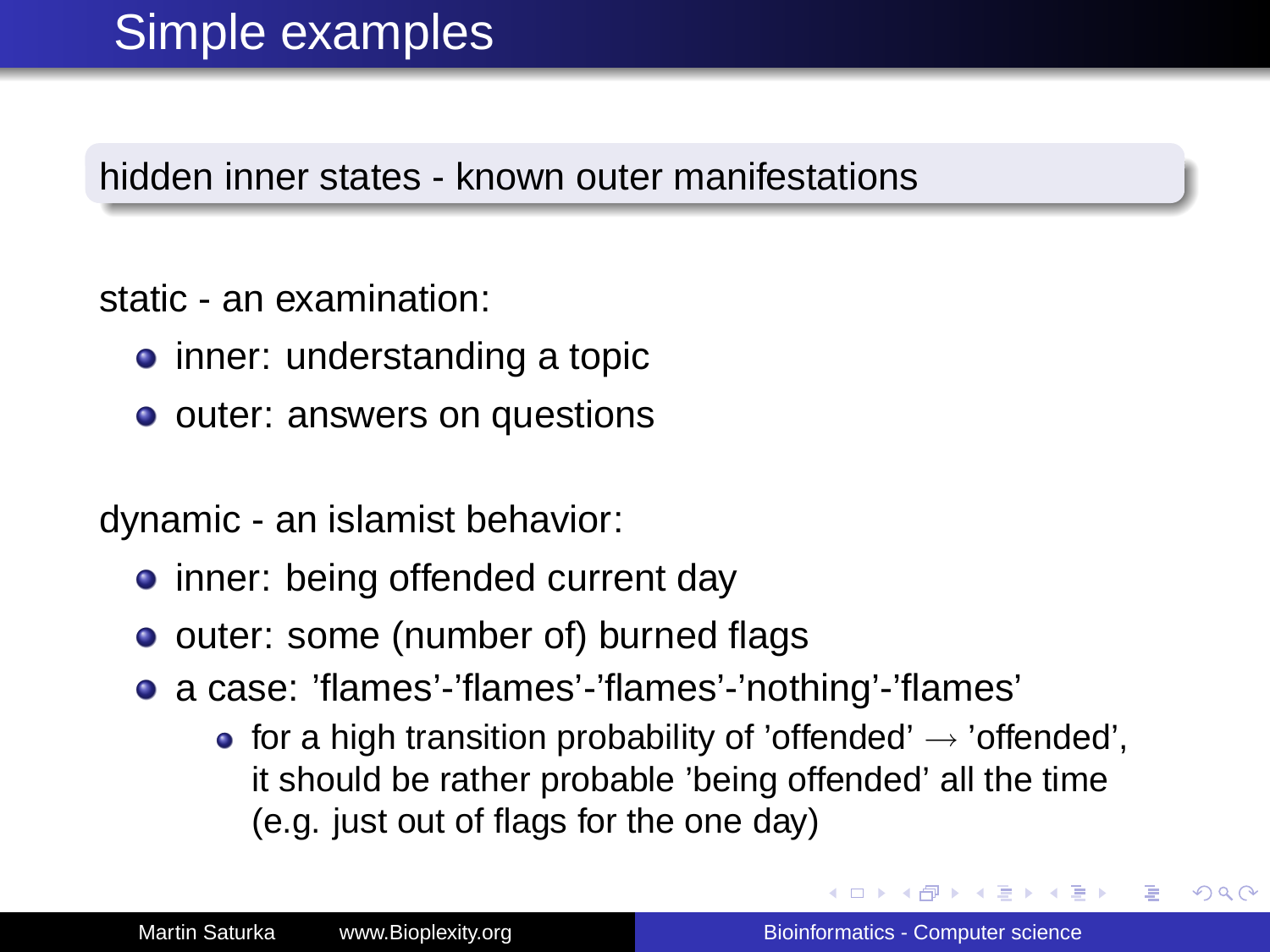# Simple examples

hidden inner states - known outer manifestations

static - an examination:

- inner: understanding a topic
- outer: answers on questions

dynamic - an islamist behavior:

- inner: being offended current day
- outer: some (number of) burned flags
- a case: 'flames'-'flames'-'flames'-'nothing'-'flames'
  - for a high transition probability of 'offended' $\rightarrow$ 'offended', it should be rather probable 'being offended' all the time (e.g. just out of flags for the one day)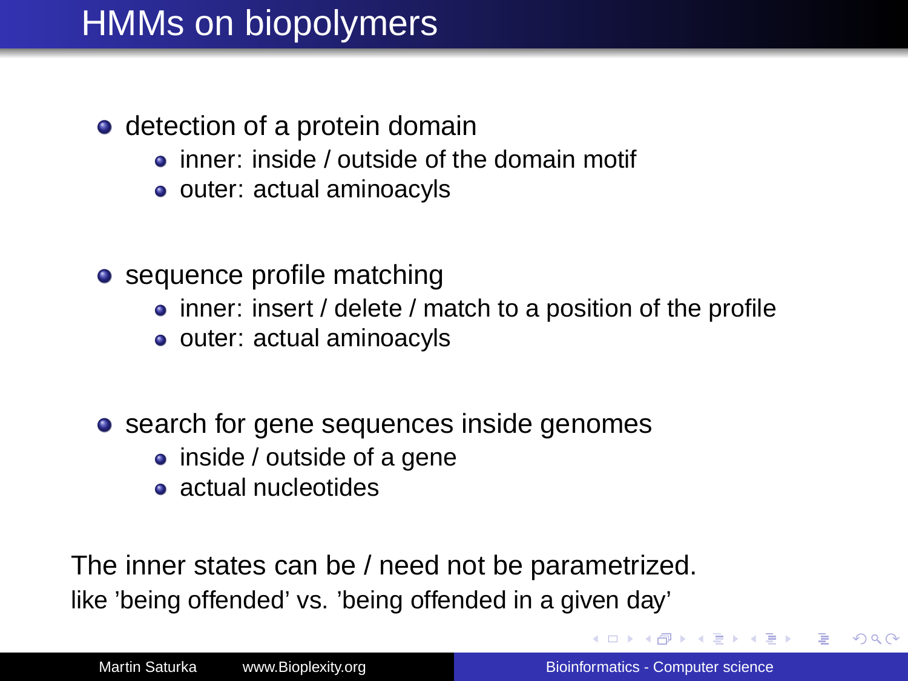# HMMs on biopolymers

- detection of a protein domain
  - inner: inside / outside of the domain motif
  - outer: actual aminoacyls
- sequence profile matching
  - inner: insert / delete / match to a position of the profile
  - outer: actual aminoacyls
- search for gene sequences inside genomes
  - inside / outside of a gene
  - actual nucleotides

The inner states can be / need not be parametrized.

like 'being offended' vs. 'being offended in a given day'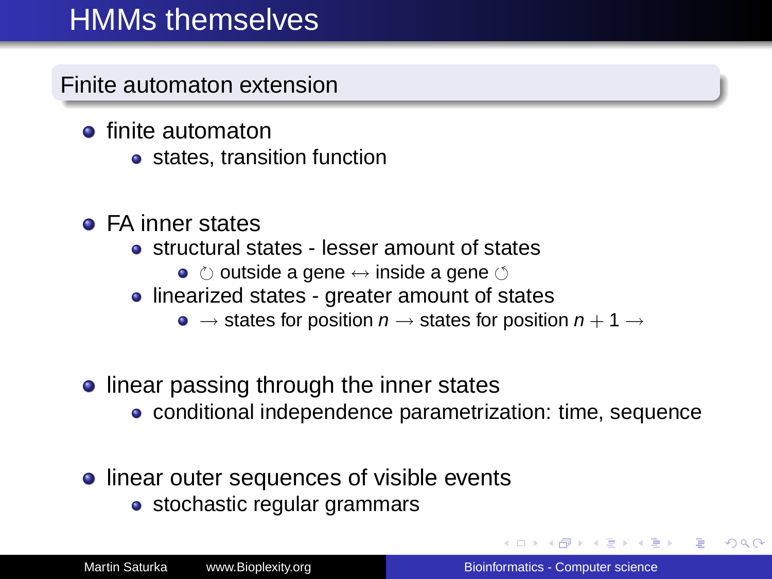# HMMs themselves

## Finite automaton extension

- finite automaton
  - states, transition function
- FA inner states
  - structural states - lesser amount of states
    - ⟳ outside a gene $\leftrightarrow$ inside a gene ⟲
  - linearized states - greater amount of states
    - $\rightarrow$ states for position $n$ $\rightarrow$ states for position $n+1$ $\rightarrow$
- linear passing through the inner states
  - conditional independence parametrization: time, sequence
- linear outer sequences of visible events
  - stochastic regular grammars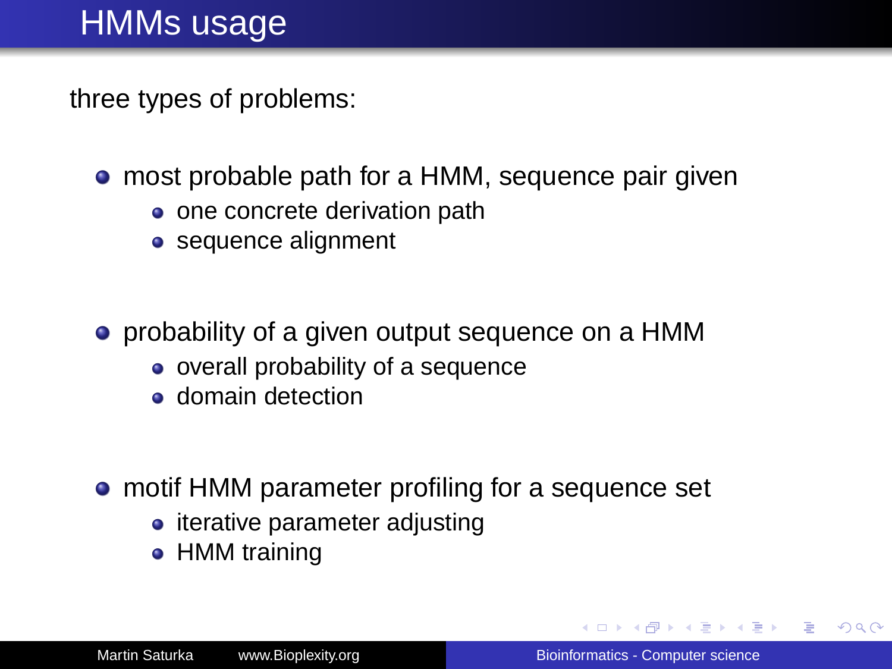# HMMs usage

three types of problems:

- most probable path for a HMM, sequence pair given
  - one concrete derivation path
  - sequence alignment
- probability of a given output sequence on a HMM
  - overall probability of a sequence
  - domain detection
- motif HMM parameter profiling for a sequence set
  - iterative parameter adjusting
  - HMM training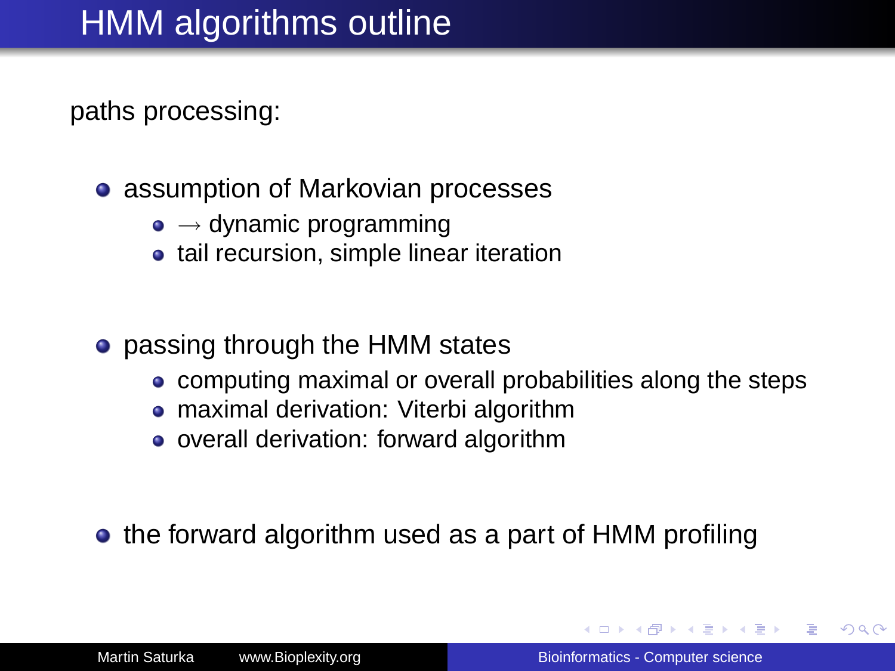# HMM algorithms outline

paths processing:

- assumption of Markovian processes
  - $\rightarrow$ dynamic programming
  - tail recursion, simple linear iteration
- passing through the HMM states
  - computing maximal or overall probabilities along the steps
  - maximal derivation: Viterbi algorithm
  - overall derivation: forward algorithm
- the forward algorithm used as a part of HMM profiling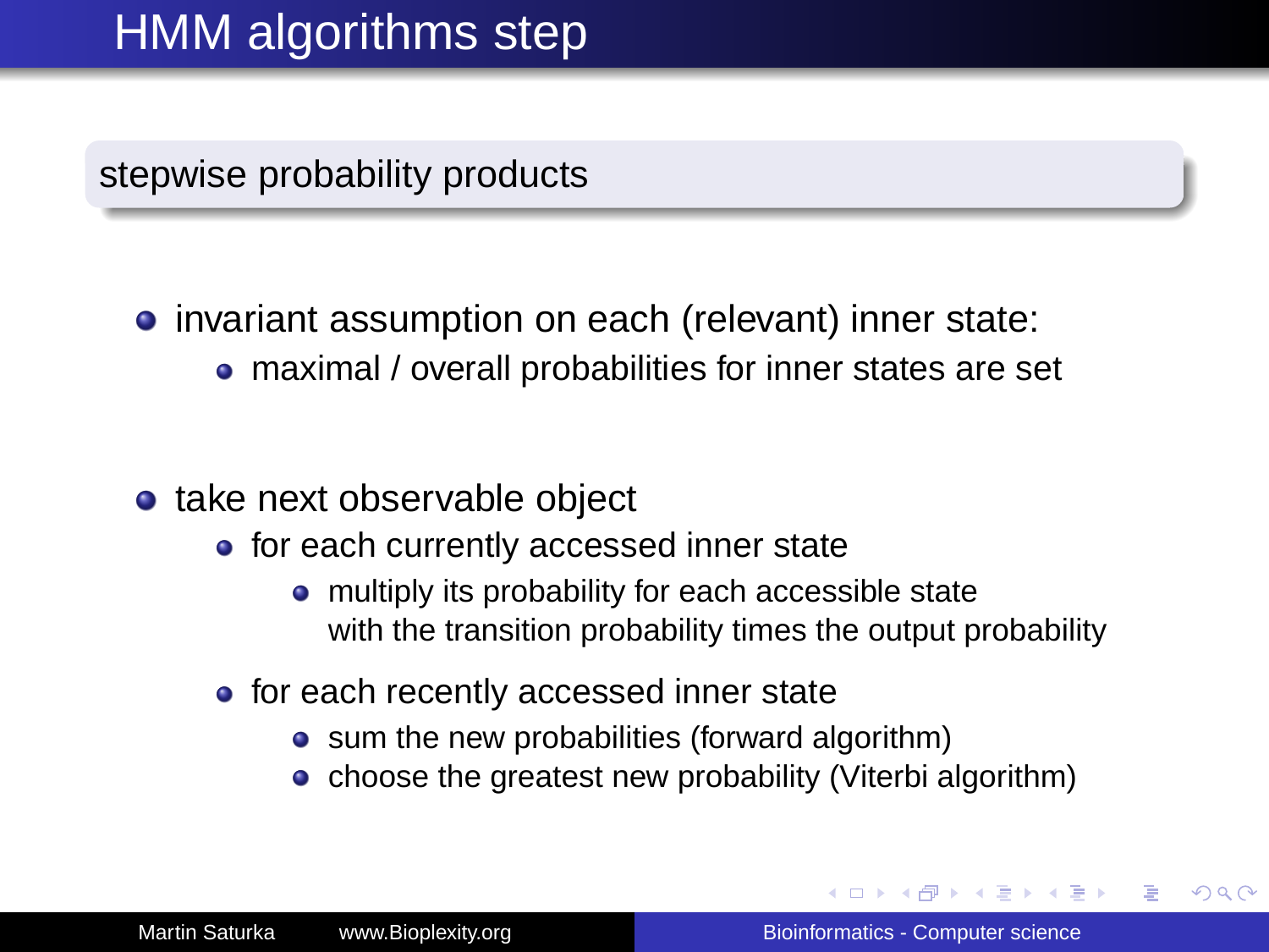# HMM algorithms step

## stepwise probability products

- invariant assumption on each (relevant) inner state:
  - maximal / overall probabilities for inner states are set
- take next observable object
  - for each currently accessed inner state
    - multiply its probability for each accessible state with the transition probability times the output probability
  - for each recently accessed inner state
    - sum the new probabilities (forward algorithm)
    - choose the greatest new probability (Viterbi algorithm)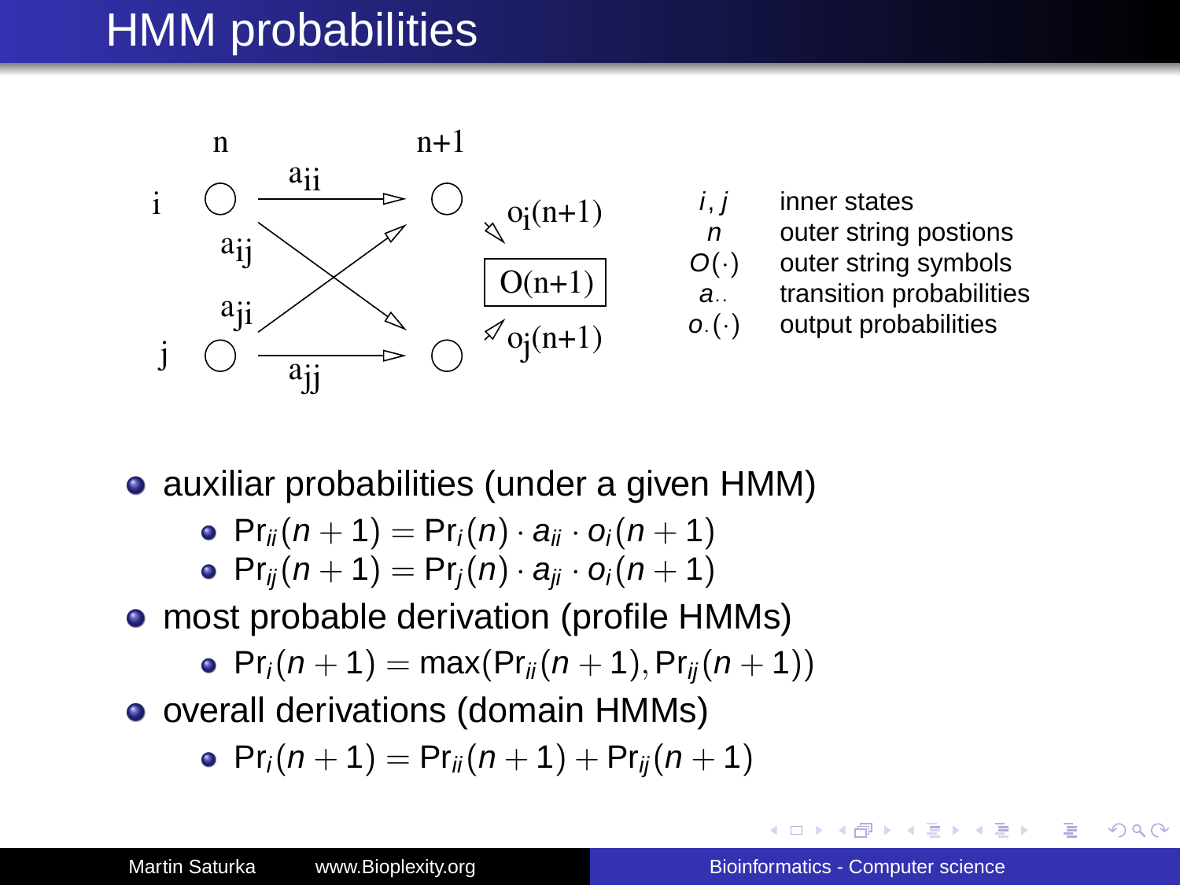# HMM probabilities

| | |
|---|---|
| $i, j$ | inner states |
| $n$ | outer string postions |
| $O(\cdot)$ | outer string symbols |
| $a_{\cdot\cdot}$ | transition probabilities |
| $o_{\cdot}(\cdot)$ | output probabilities |

- auxiliar probabilities (under a given HMM)
  - $\Pr_{ii}(n+1) = \Pr_i(n) \cdot a_{ii} \cdot o_i(n+1)$
  - $\Pr_{ij}(n+1) = \Pr_j(n) \cdot a_{ji} \cdot o_i(n+1)$
- most probable derivation (profile HMMs)
  - $\Pr_i(n+1) = \max(\Pr_{ii}(n+1), \Pr_{ij}(n+1))$
- overall derivations (domain HMMs)
  - $\Pr_i(n+1) = \Pr_{ii}(n+1) + \Pr_{ij}(n+1)$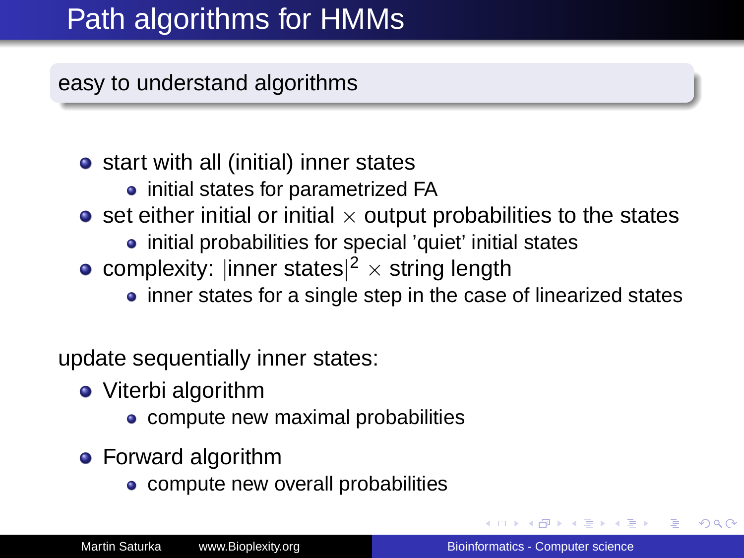# Path algorithms for HMMs

**easy to understand algorithms**

- start with all (initial) inner states
  - initial states for parametrized FA
- set either initial or initial $\times$ output probabilities to the states
  - initial probabilities for special 'quiet' initial states
- complexity: $|\text{inner states}|^2 \times$ string length
  - inner states for a single step in the case of linearized states

update sequentially inner states:

- Viterbi algorithm
  - compute new maximal probabilities
- Forward algorithm
  - compute new overall probabilities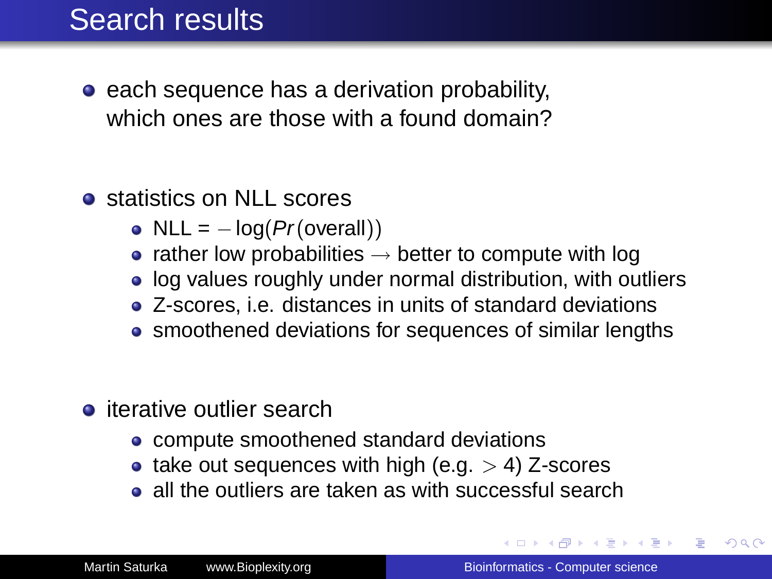# Search results

- each sequence has a derivation probability, which ones are those with a found domain?

- statistics on NLL scores
  - NLL = $-\log(Pr(\text{overall}))$
  - rather low probabilities $\rightarrow$ better to compute with log
  - log values roughly under normal distribution, with outliers
  - Z-scores, i.e. distances in units of standard deviations
  - smoothened deviations for sequences of similar lengths

- iterative outlier search
  - compute smoothened standard deviations
  - take out sequences with high (e.g. $> 4$) Z-scores
  - all the outliers are taken as with successful search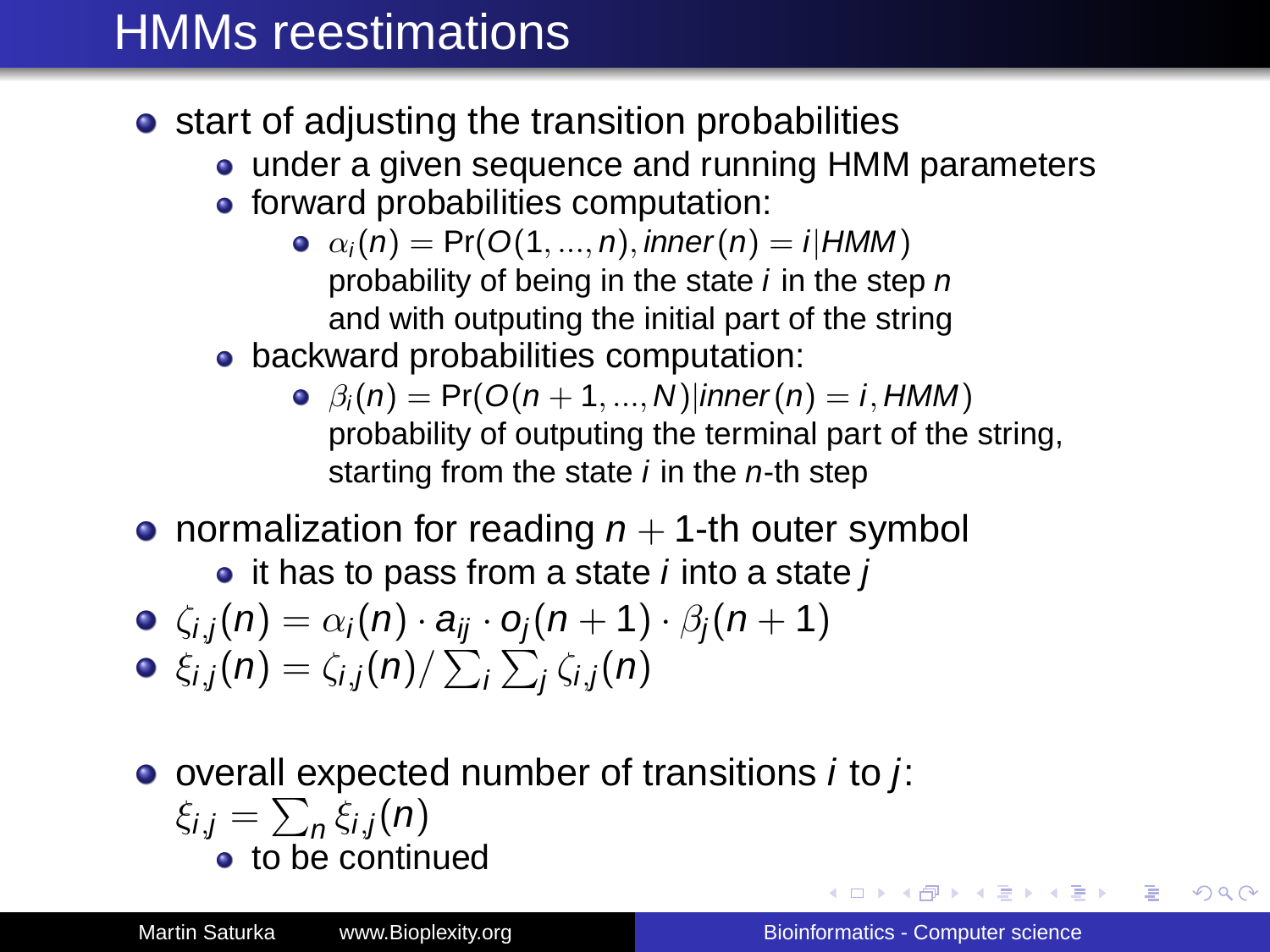# HMMs reestimations

- start of adjusting the transition probabilities
  - under a given sequence and running HMM parameters
  - forward probabilities computation:
    - $\alpha_i(n) = \Pr(O(1, ..., n), inner(n) = i | HMM)$
      probability of being in the state $i$ in the step $n$
      and with outputing the initial part of the string
  - backward probabilities computation:
    - $\beta_i(n) = \Pr(O(n+1, ..., N) | inner(n) = i, HMM)$
      probability of outputing the terminal part of the string,
      starting from the state $i$ in the $n$-th step
- normalization for reading $n+1$-th outer symbol
  - it has to pass from a state $i$ into a state $j$
- $\zeta_{i,j}(n) = \alpha_i(n) \cdot a_{ij} \cdot o_j(n+1) \cdot \beta_j(n+1)$
- $\xi_{i,j}(n) = \zeta_{i,j}(n) / \sum_i \sum_j \zeta_{i,j}(n)$
- overall expected number of transitions $i$ to $j$:
  $\xi_{i,j} = \sum_n \xi_{i,j}(n)$
  - to be continued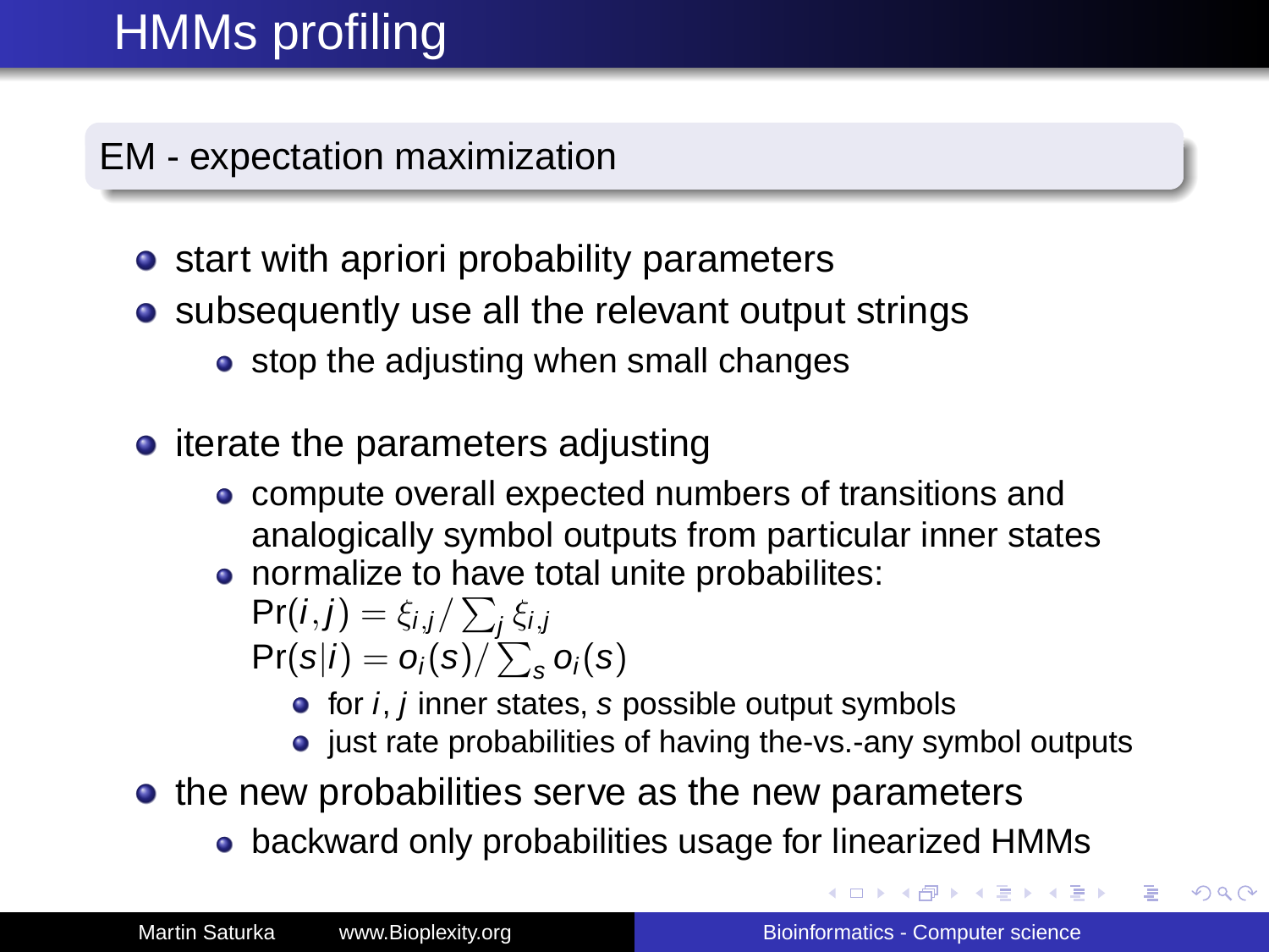# HMMs profiling

## EM - expectation maximization

- start with apriori probability parameters
- subsequently use all the relevant output strings
  - stop the adjusting when small changes
- iterate the parameters adjusting
  - compute overall expected numbers of transitions and analogically symbol outputs from particular inner states
  - normalize to have total unite probabilites:
    $\Pr(i,j) = \xi_{i,j} / \sum_j \xi_{i,j}$
    $\Pr(s|i) = o_i(s) / \sum_s o_i(s)$
    - for $i$, $j$ inner states, $s$ possible output symbols
    - just rate probabilities of having the-vs.-any symbol outputs
- the new probabilities serve as the new parameters
  - backward only probabilities usage for linearized HMMs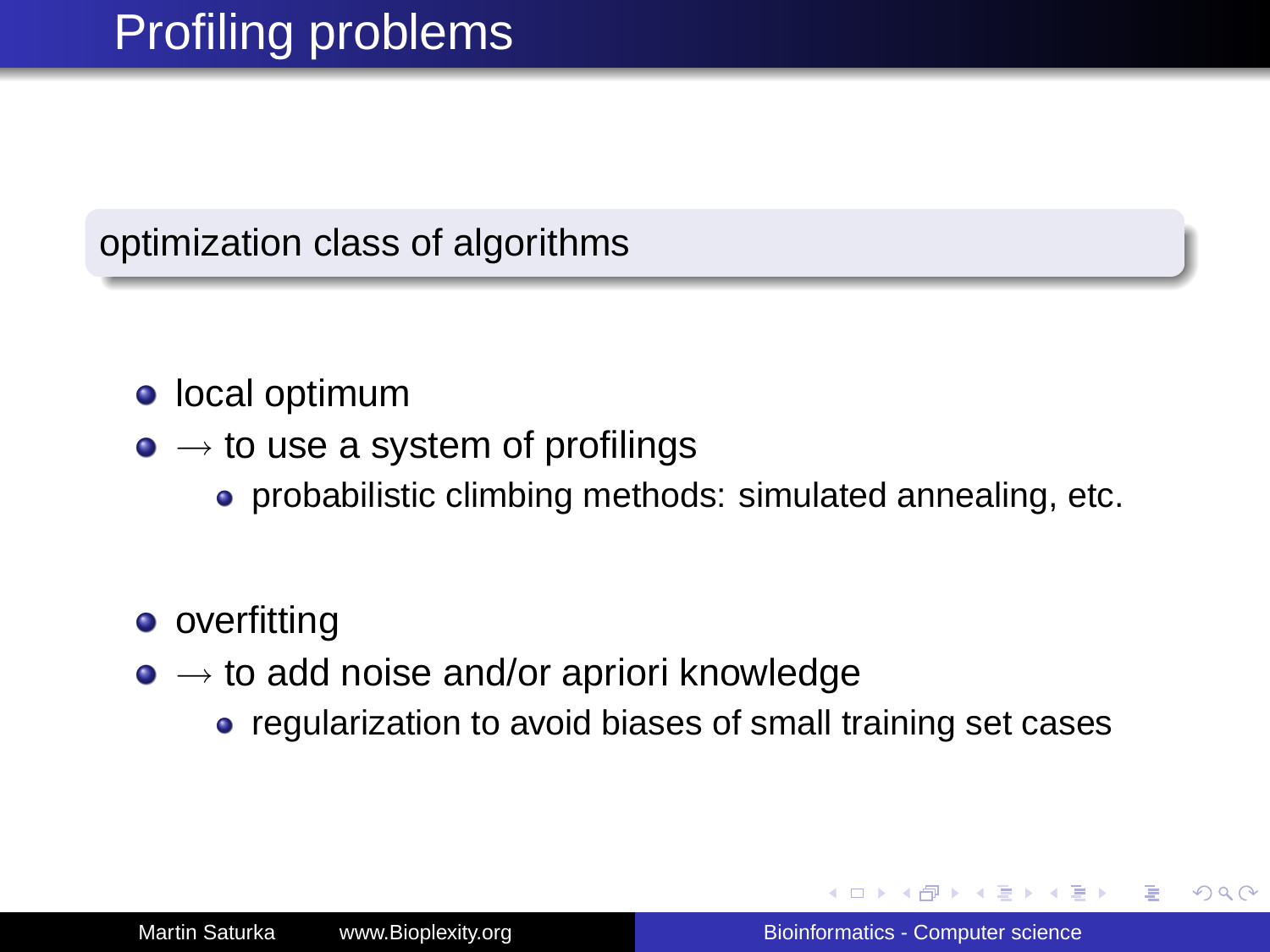# Profiling problems

**optimization class of algorithms**

- local optimum
- $\rightarrow$ to use a system of profilings
  - probabilistic climbing methods: simulated annealing, etc.

- overfitting
- $\rightarrow$ to add noise and/or apriori knowledge
  - regularization to avoid biases of small training set cases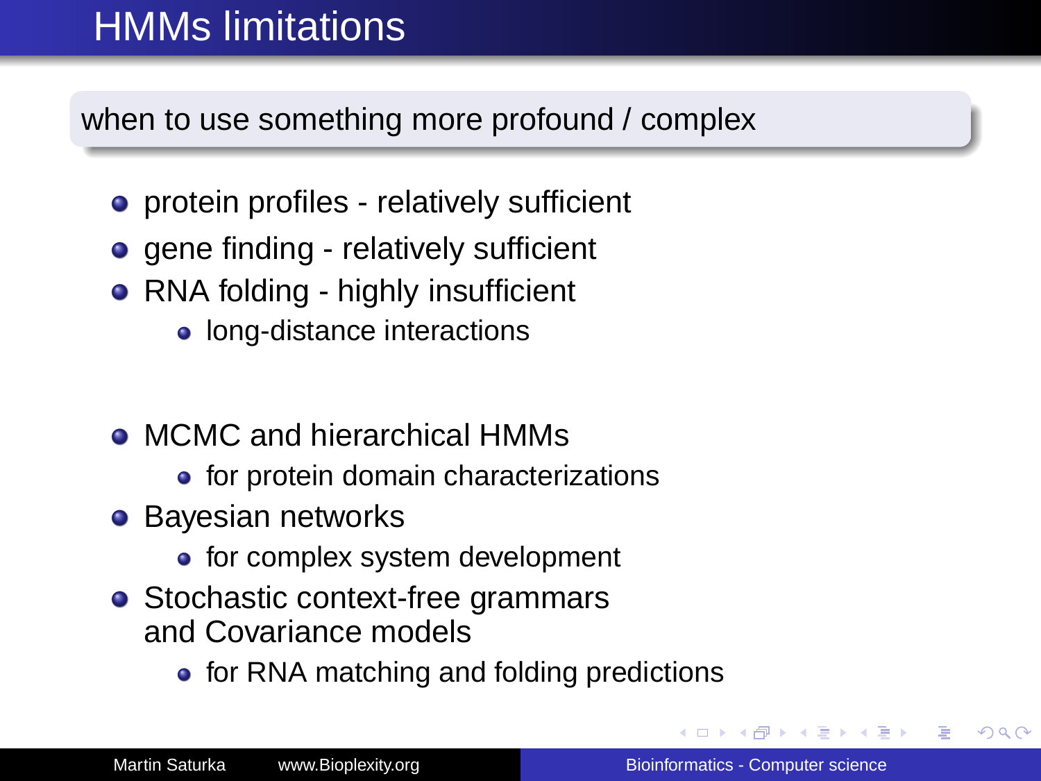# HMMs limitations

**when to use something more profound / complex**

- protein profiles - relatively sufficient
- gene finding - relatively sufficient
- RNA folding - highly insufficient
  - long-distance interactions

- MCMC and hierarchical HMMs
  - for protein domain characterizations
- Bayesian networks
  - for complex system development
- Stochastic context-free grammars and Covariance models
  - for RNA matching and folding predictions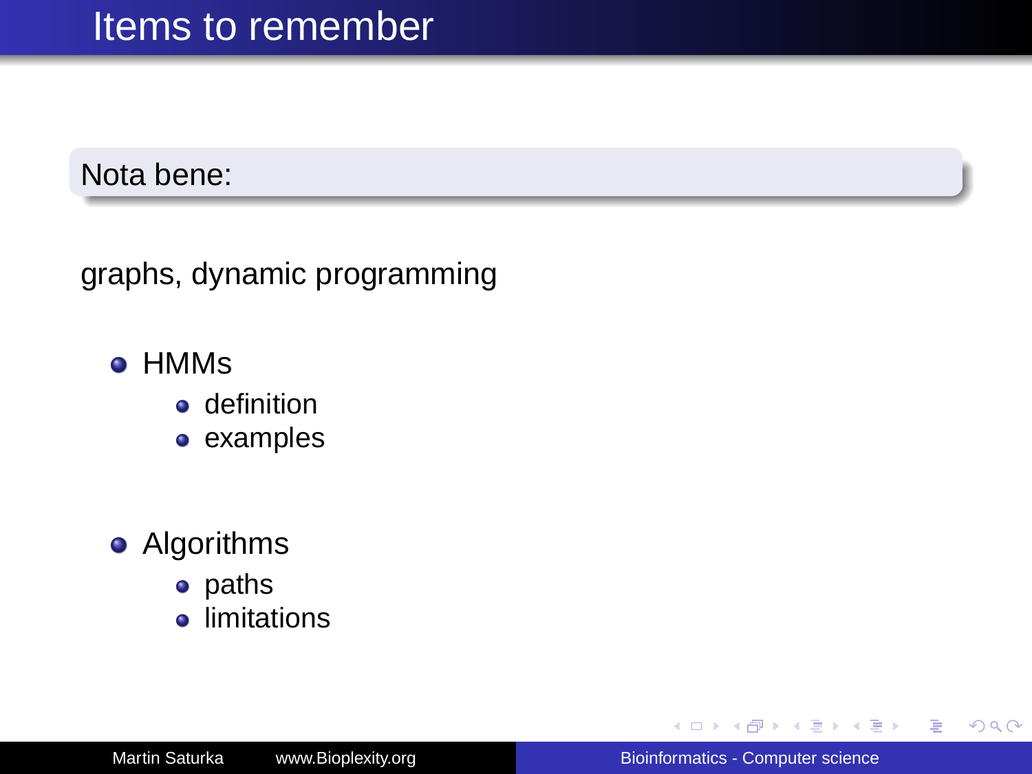# Items to remember

Nota bene:

graphs, dynamic programming

- HMMs
  - definition
  - examples

- Algorithms
  - paths
  - limitations